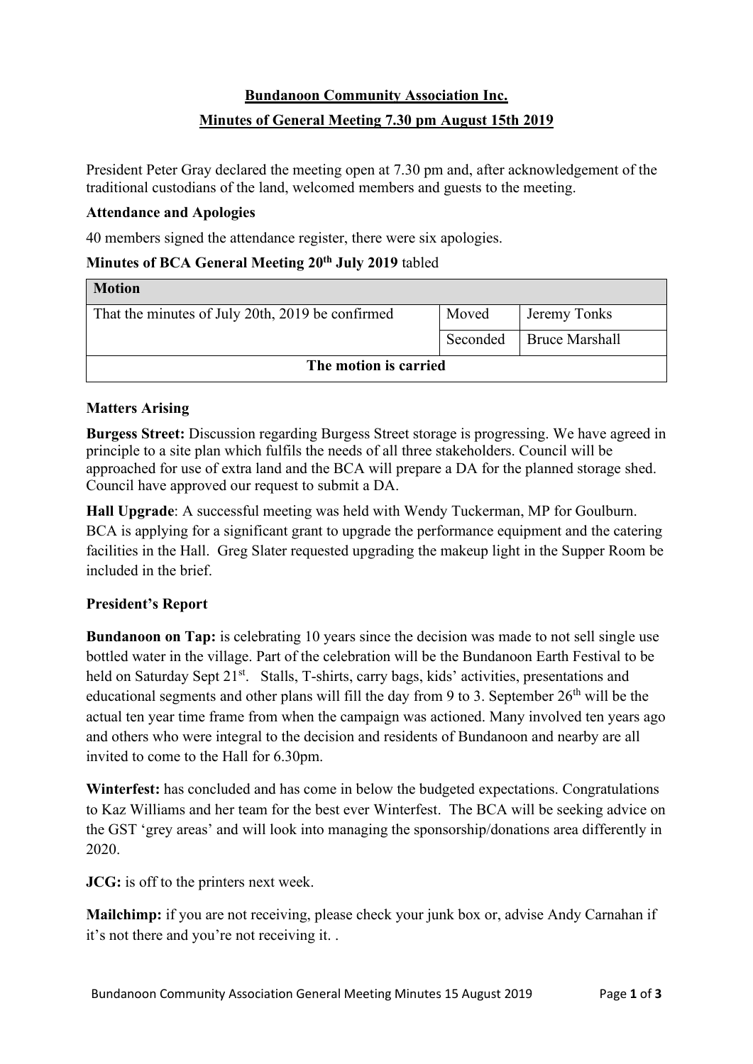**Bundanoon Community Association Inc.**

**Minutes of General Meeting 7.30 pm August 15th 2019**

President Peter Gray declared the meeting open at 7.30 pm and, after acknowledgement of the traditional custodians of the land, welcomed members and guests to the meeting.

**Attendance and Apologies**

40 members signed the attendance register, there were six apologies.

**Minutes of BCA General Meeting 20th July 2019** tabled

| **Motion** | | |
|---|---|---|
| That the minutes of July 20th, 2019 be confirmed | Moved | Jeremy Tonks |
| | Seconded | Bruce Marshall |
| **The motion is carried** | | |

**Matters Arising**

**Burgess Street:** Discussion regarding Burgess Street storage is progressing. We have agreed in principle to a site plan which fulfils the needs of all three stakeholders. Council will be approached for use of extra land and the BCA will prepare a DA for the planned storage shed. Council have approved our request to submit a DA.

**Hall Upgrade**: A successful meeting was held with Wendy Tuckerman, MP for Goulburn. BCA is applying for a significant grant to upgrade the performance equipment and the catering facilities in the Hall. Greg Slater requested upgrading the makeup light in the Supper Room be included in the brief.

**President's Report**

**Bundanoon on Tap:** is celebrating 10 years since the decision was made to not sell single use bottled water in the village. Part of the celebration will be the Bundanoon Earth Festival to be held on Saturday Sept 21st. Stalls, T-shirts, carry bags, kids' activities, presentations and educational segments and other plans will fill the day from 9 to 3. September 26th will be the actual ten year time frame from when the campaign was actioned. Many involved ten years ago and others who were integral to the decision and residents of Bundanoon and nearby are all invited to come to the Hall for 6.30pm.

**Winterfest:** has concluded and has come in below the budgeted expectations. Congratulations to Kaz Williams and her team for the best ever Winterfest. The BCA will be seeking advice on the GST 'grey areas' and will look into managing the sponsorship/donations area differently in 2020.

**JCG:** is off to the printers next week.

**Mailchimp:** if you are not receiving, please check your junk box or, advise Andy Carnahan if it's not there and you're not receiving it. .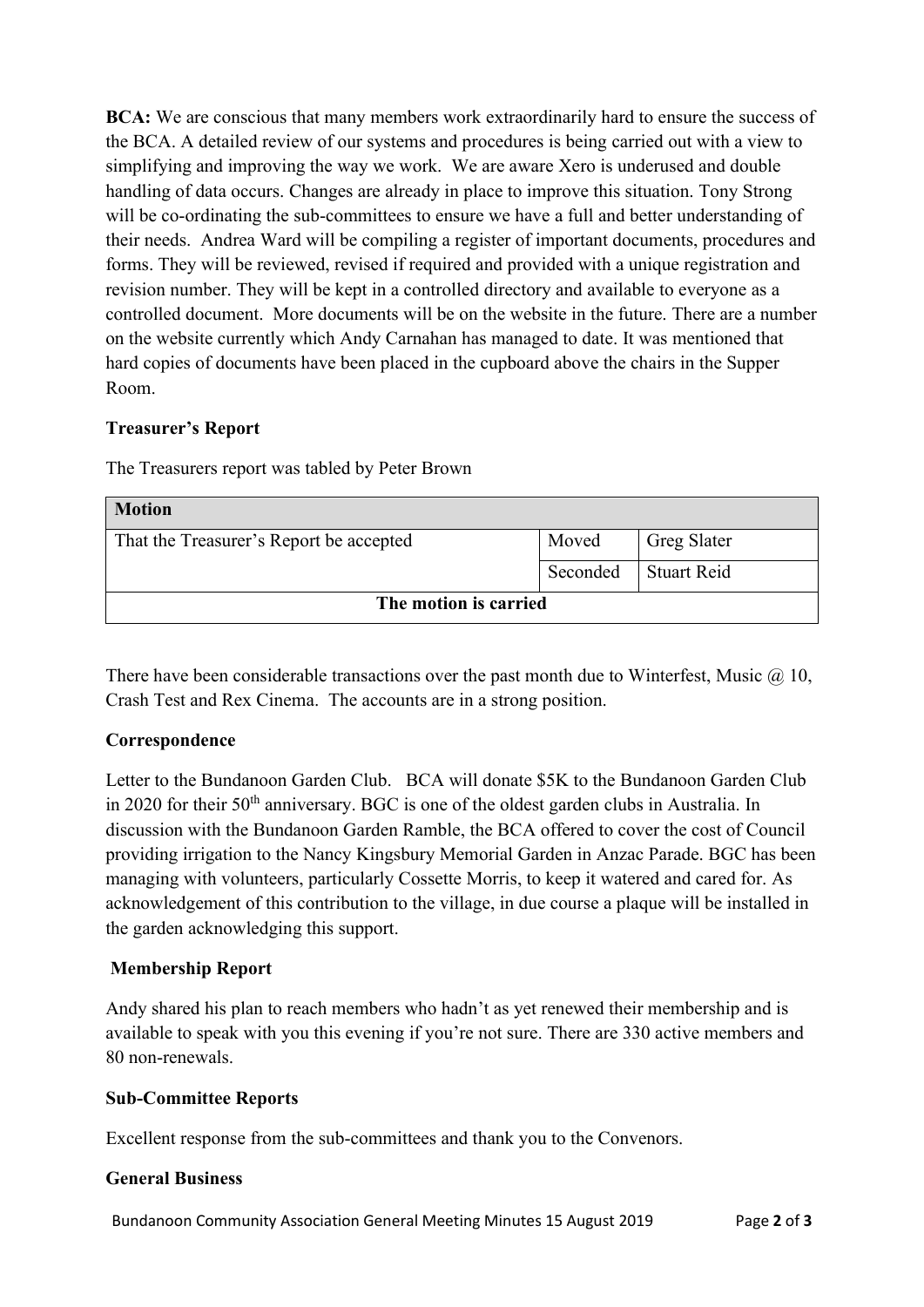**BCA:** We are conscious that many members work extraordinarily hard to ensure the success of the BCA. A detailed review of our systems and procedures is being carried out with a view to simplifying and improving the way we work. We are aware Xero is underused and double handling of data occurs. Changes are already in place to improve this situation. Tony Strong will be co-ordinating the sub-committees to ensure we have a full and better understanding of their needs. Andrea Ward will be compiling a register of important documents, procedures and forms. They will be reviewed, revised if required and provided with a unique registration and revision number. They will be kept in a controlled directory and available to everyone as a controlled document. More documents will be on the website in the future. There are a number on the website currently which Andy Carnahan has managed to date. It was mentioned that hard copies of documents have been placed in the cupboard above the chairs in the Supper Room.

**Treasurer's Report**

The Treasurers report was tabled by Peter Brown

| **Motion** | | |
|---|---|---|
| That the Treasurer's Report be accepted | Moved | Greg Slater |
| | Seconded | Stuart Reid |
| **The motion is carried** | | |

There have been considerable transactions over the past month due to Winterfest, Music @ 10, Crash Test and Rex Cinema. The accounts are in a strong position.

**Correspondence**

Letter to the Bundanoon Garden Club. BCA will donate $5K to the Bundanoon Garden Club in 2020 for their 50th anniversary. BGC is one of the oldest garden clubs in Australia. In discussion with the Bundanoon Garden Ramble, the BCA offered to cover the cost of Council providing irrigation to the Nancy Kingsbury Memorial Garden in Anzac Parade. BGC has been managing with volunteers, particularly Cossette Morris, to keep it watered and cared for. As acknowledgement of this contribution to the village, in due course a plaque will be installed in the garden acknowledging this support.

**Membership Report**

Andy shared his plan to reach members who hadn't as yet renewed their membership and is available to speak with you this evening if you're not sure. There are 330 active members and 80 non-renewals.

**Sub-Committee Reports**

Excellent response from the sub-committees and thank you to the Convenors.

**General Business**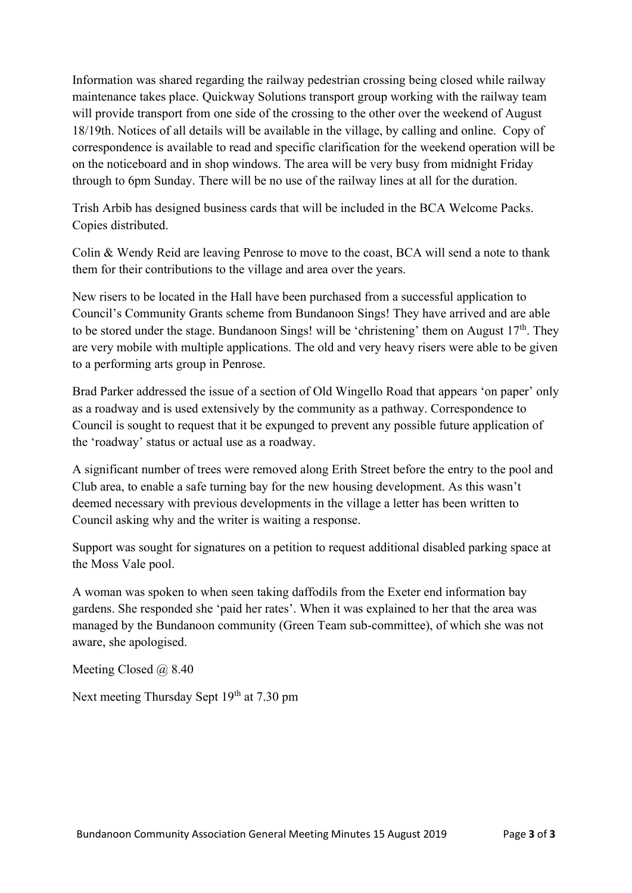Information was shared regarding the railway pedestrian crossing being closed while railway maintenance takes place. Quickway Solutions transport group working with the railway team will provide transport from one side of the crossing to the other over the weekend of August 18/19th. Notices of all details will be available in the village, by calling and online. Copy of correspondence is available to read and specific clarification for the weekend operation will be on the noticeboard and in shop windows. The area will be very busy from midnight Friday through to 6pm Sunday. There will be no use of the railway lines at all for the duration.

Trish Arbib has designed business cards that will be included in the BCA Welcome Packs. Copies distributed.

Colin & Wendy Reid are leaving Penrose to move to the coast, BCA will send a note to thank them for their contributions to the village and area over the years.

New risers to be located in the Hall have been purchased from a successful application to Council's Community Grants scheme from Bundanoon Sings! They have arrived and are able to be stored under the stage. Bundanoon Sings! will be 'christening' them on August 17th. They are very mobile with multiple applications. The old and very heavy risers were able to be given to a performing arts group in Penrose.

Brad Parker addressed the issue of a section of Old Wingello Road that appears 'on paper' only as a roadway and is used extensively by the community as a pathway. Correspondence to Council is sought to request that it be expunged to prevent any possible future application of the 'roadway' status or actual use as a roadway.

A significant number of trees were removed along Erith Street before the entry to the pool and Club area, to enable a safe turning bay for the new housing development. As this wasn't deemed necessary with previous developments in the village a letter has been written to Council asking why and the writer is waiting a response.

Support was sought for signatures on a petition to request additional disabled parking space at the Moss Vale pool.

A woman was spoken to when seen taking daffodils from the Exeter end information bay gardens. She responded she 'paid her rates'. When it was explained to her that the area was managed by the Bundanoon community (Green Team sub-committee), of which she was not aware, she apologised.

Meeting Closed @ 8.40

Next meeting Thursday Sept 19th at 7.30 pm